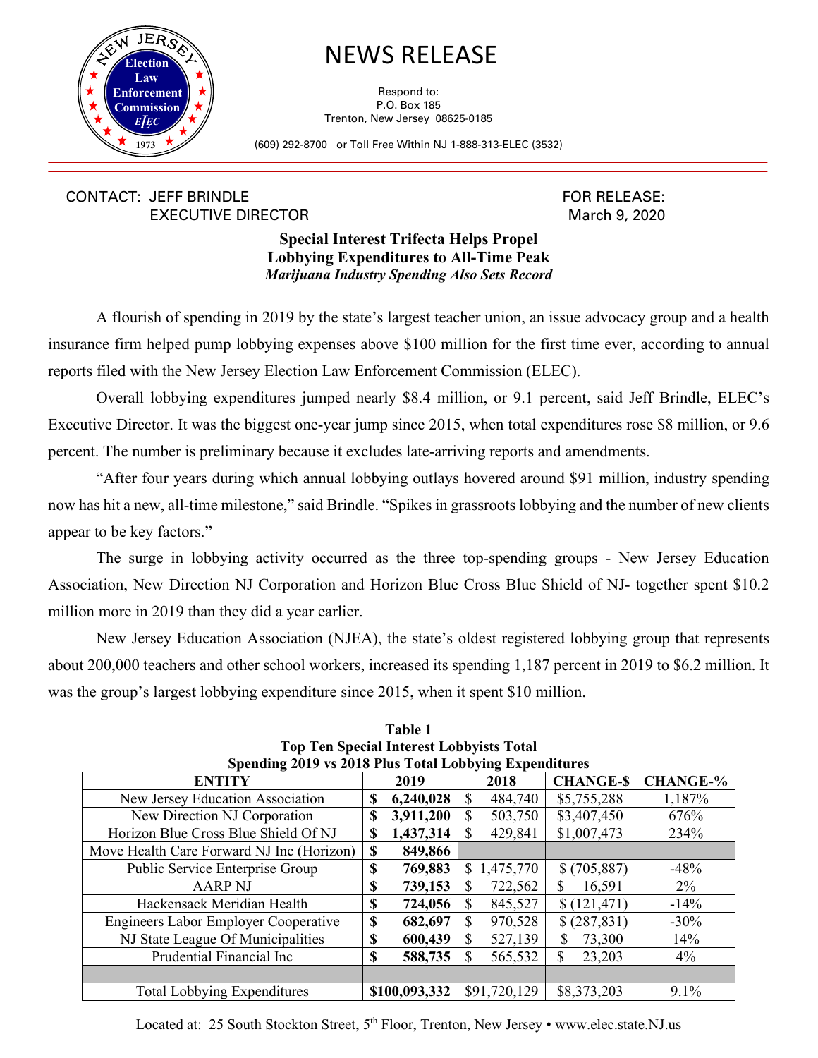# NEWS RELEASE

Respond to:
P.O. Box 185
Trenton, New Jersey 08625-0185

(609) 292-8700 or Toll Free Within NJ 1-888-313-ELEC (3532)

CONTACT: JEFF BRINDLE
EXECUTIVE DIRECTOR

FOR RELEASE:
March 9, 2020

## Special Interest Trifecta Helps Propel Lobbying Expenditures to All-Time Peak

### *Marijuana Industry Spending Also Sets Record*

A flourish of spending in 2019 by the state's largest teacher union, an issue advocacy group and a health insurance firm helped pump lobbying expenses above $100 million for the first time ever, according to annual reports filed with the New Jersey Election Law Enforcement Commission (ELEC).

Overall lobbying expenditures jumped nearly $8.4 million, or 9.1 percent, said Jeff Brindle, ELEC's Executive Director. It was the biggest one-year jump since 2015, when total expenditures rose $8 million, or 9.6 percent. The number is preliminary because it excludes late-arriving reports and amendments.

"After four years during which annual lobbying outlays hovered around $91 million, industry spending now has hit a new, all-time milestone," said Brindle. "Spikes in grassroots lobbying and the number of new clients appear to be key factors."

The surge in lobbying activity occurred as the three top-spending groups - New Jersey Education Association, New Direction NJ Corporation and Horizon Blue Cross Blue Shield of NJ- together spent $10.2 million more in 2019 than they did a year earlier.

New Jersey Education Association (NJEA), the state's oldest registered lobbying group that represents about 200,000 teachers and other school workers, increased its spending 1,187 percent in 2019 to $6.2 million. It was the group's largest lobbying expenditure since 2015, when it spent $10 million.

**Table 1**
**Top Ten Special Interest Lobbyists Total Spending 2019 vs 2018 Plus Total Lobbying Expenditures**

| ENTITY | 2019 | 2018 | CHANGE-$ | CHANGE-% |
|---|---|---|---|---|
| New Jersey Education Association | **$ 6,240,028** | $ 484,740 | $5,755,288 | 1,187% |
| New Direction NJ Corporation | **$ 3,911,200** | $ 503,750 | $3,407,450 | 676% |
| Horizon Blue Cross Blue Shield Of NJ | **$ 1,437,314** | $ 429,841 | $1,007,473 | 234% |
| Move Health Care Forward NJ Inc (Horizon) | **$ 849,866** | | | |
| Public Service Enterprise Group | **$ 769,883** | $ 1,475,770 | $ (705,887) | -48% |
| AARP NJ | **$ 739,153** | $ 722,562 | $ 16,591 | 2% |
| Hackensack Meridian Health | **$ 724,056** | $ 845,527 | $ (121,471) | -14% |
| Engineers Labor Employer Cooperative | **$ 682,697** | $ 970,528 | $ (287,831) | -30% |
| NJ State League Of Municipalities | **$ 600,439** | $ 527,139 | $ 73,300 | 14% |
| Prudential Financial Inc | **$ 588,735** | $ 565,532 | $ 23,203 | 4% |
| | | | | |
| Total Lobbying Expenditures | **$100,093,332** | $91,720,129 | $8,373,203 | 9.1% |

Located at: 25 South Stockton Street, 5th Floor, Trenton, New Jersey • www.elec.state.NJ.us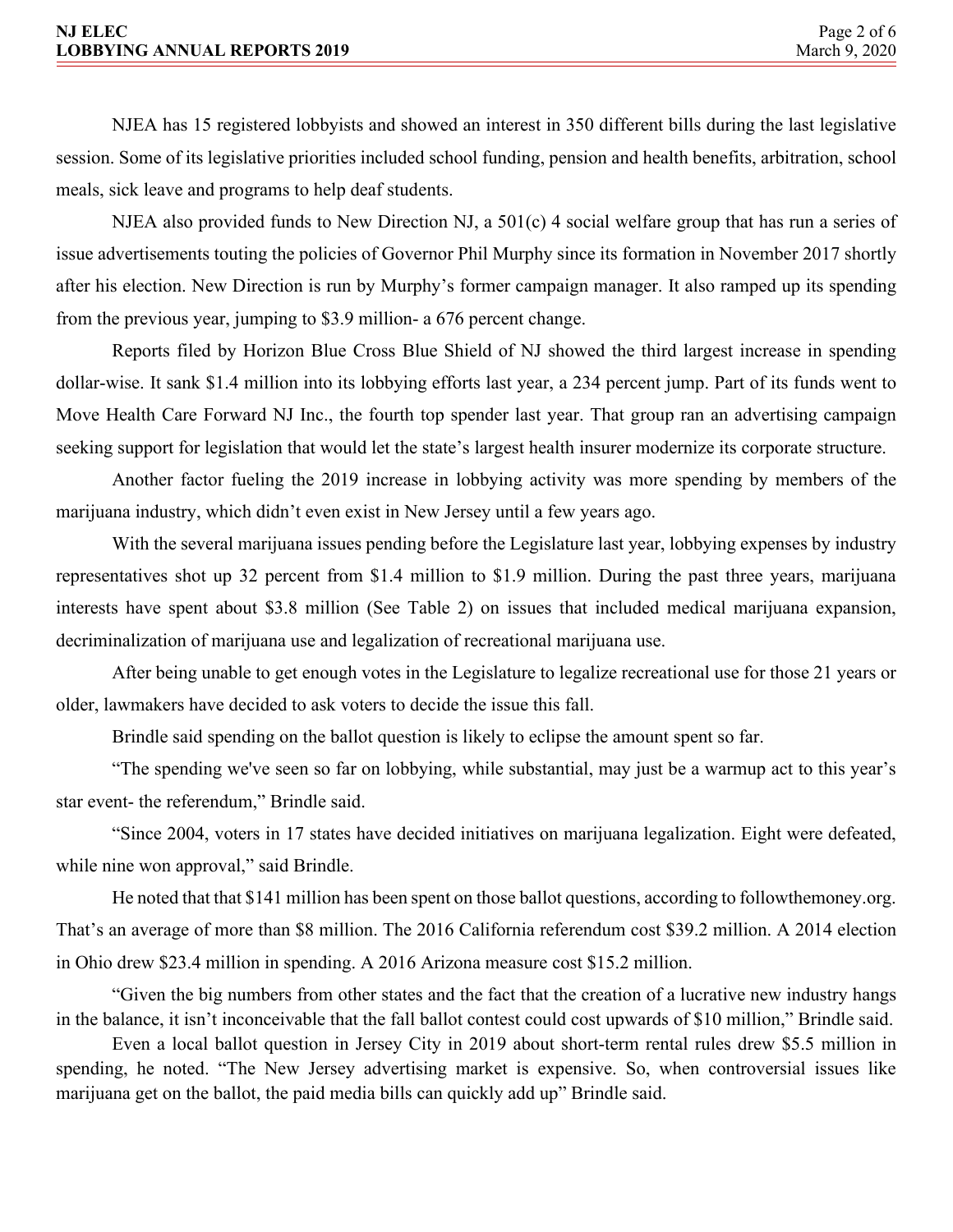NJEA has 15 registered lobbyists and showed an interest in 350 different bills during the last legislative session. Some of its legislative priorities included school funding, pension and health benefits, arbitration, school meals, sick leave and programs to help deaf students.

NJEA also provided funds to New Direction NJ, a 501(c) 4 social welfare group that has run a series of issue advertisements touting the policies of Governor Phil Murphy since its formation in November 2017 shortly after his election. New Direction is run by Murphy's former campaign manager. It also ramped up its spending from the previous year, jumping to $3.9 million- a 676 percent change.

Reports filed by Horizon Blue Cross Blue Shield of NJ showed the third largest increase in spending dollar-wise. It sank $1.4 million into its lobbying efforts last year, a 234 percent jump. Part of its funds went to Move Health Care Forward NJ Inc., the fourth top spender last year. That group ran an advertising campaign seeking support for legislation that would let the state's largest health insurer modernize its corporate structure.

Another factor fueling the 2019 increase in lobbying activity was more spending by members of the marijuana industry, which didn't even exist in New Jersey until a few years ago.

With the several marijuana issues pending before the Legislature last year, lobbying expenses by industry representatives shot up 32 percent from $1.4 million to $1.9 million. During the past three years, marijuana interests have spent about $3.8 million (See Table 2) on issues that included medical marijuana expansion, decriminalization of marijuana use and legalization of recreational marijuana use.

After being unable to get enough votes in the Legislature to legalize recreational use for those 21 years or older, lawmakers have decided to ask voters to decide the issue this fall.

Brindle said spending on the ballot question is likely to eclipse the amount spent so far.

"The spending we've seen so far on lobbying, while substantial, may just be a warmup act to this year's star event- the referendum," Brindle said.

"Since 2004, voters in 17 states have decided initiatives on marijuana legalization. Eight were defeated, while nine won approval," said Brindle.

He noted that that $141 million has been spent on those ballot questions, according to followthemoney.org. That's an average of more than $8 million. The 2016 California referendum cost $39.2 million. A 2014 election in Ohio drew $23.4 million in spending. A 2016 Arizona measure cost $15.2 million.

"Given the big numbers from other states and the fact that the creation of a lucrative new industry hangs in the balance, it isn't inconceivable that the fall ballot contest could cost upwards of $10 million," Brindle said.

Even a local ballot question in Jersey City in 2019 about short-term rental rules drew $5.5 million in spending, he noted. "The New Jersey advertising market is expensive. So, when controversial issues like marijuana get on the ballot, the paid media bills can quickly add up" Brindle said.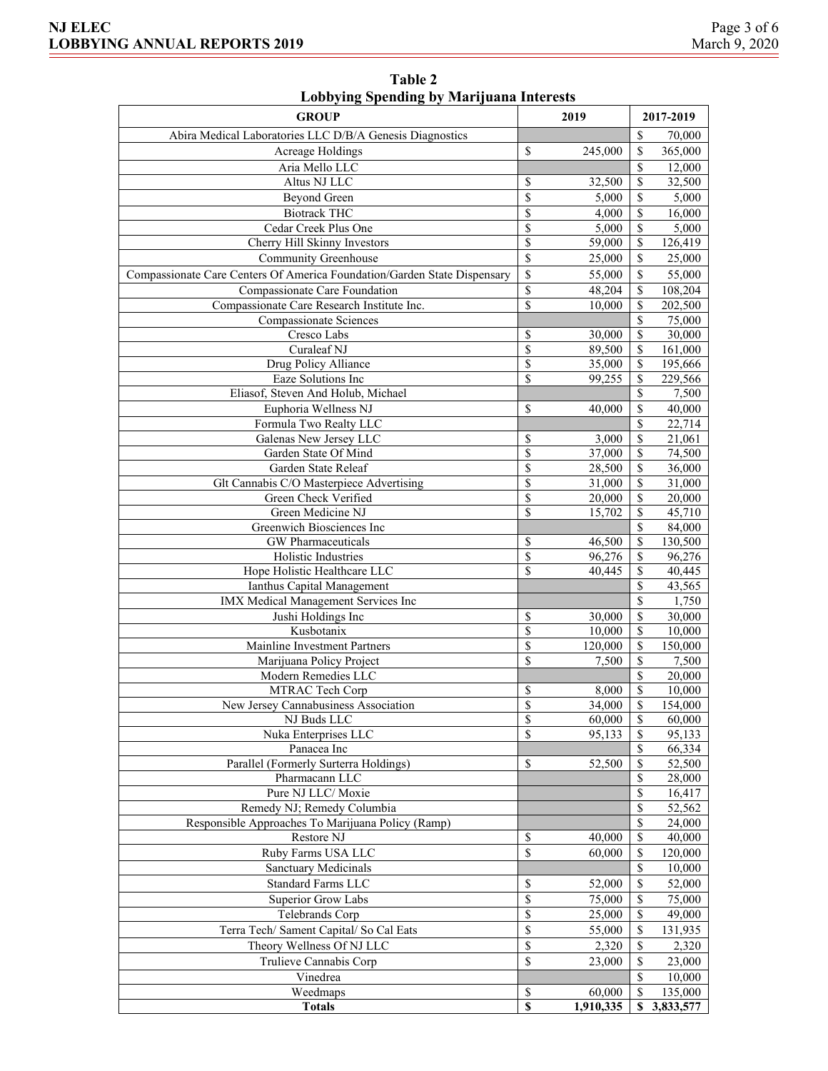**Table 2**
**Lobbying Spending by Marijuana Interests**

| GROUP | 2019 | 2017-2019 |
|---|---|---|
| Abira Medical Laboratories LLC D/B/A Genesis Diagnostics | | $ 70,000 |
| Acreage Holdings | $ 245,000 | $ 365,000 |
| Aria Mello LLC | | $ 12,000 |
| Altus NJ LLC | $ 32,500 | $ 32,500 |
| Beyond Green | $ 5,000 | $ 5,000 |
| Biotrack THC | $ 4,000 | $ 16,000 |
| Cedar Creek Plus One | $ 5,000 | $ 5,000 |
| Cherry Hill Skinny Investors | $ 59,000 | $ 126,419 |
| Community Greenhouse | $ 25,000 | $ 25,000 |
| Compassionate Care Centers Of America Foundation/Garden State Dispensary | $ 55,000 | $ 55,000 |
| Compassionate Care Foundation | $ 48,204 | $ 108,204 |
| Compassionate Care Research Institute Inc. | $ 10,000 | $ 202,500 |
| Compassionate Sciences | | $ 75,000 |
| Cresco Labs | $ 30,000 | $ 30,000 |
| Curaleaf NJ | $ 89,500 | $ 161,000 |
| Drug Policy Alliance | $ 35,000 | $ 195,666 |
| Eaze Solutions Inc | $ 99,255 | $ 229,566 |
| Eliasof, Steven And Holub, Michael | | $ 7,500 |
| Euphoria Wellness NJ | $ 40,000 | $ 40,000 |
| Formula Two Realty LLC | | $ 22,714 |
| Galenas New Jersey LLC | $ 3,000 | $ 21,061 |
| Garden State Of Mind | $ 37,000 | $ 74,500 |
| Garden State Releaf | $ 28,500 | $ 36,000 |
| Glt Cannabis C/O Masterpiece Advertising | $ 31,000 | $ 31,000 |
| Green Check Verified | $ 20,000 | $ 20,000 |
| Green Medicine NJ | $ 15,702 | $ 45,710 |
| Greenwich Biosciences Inc | | $ 84,000 |
| GW Pharmaceuticals | $ 46,500 | $ 130,500 |
| Holistic Industries | $ 96,276 | $ 96,276 |
| Hope Holistic Healthcare LLC | $ 40,445 | $ 40,445 |
| Ianthus Capital Management | | $ 43,565 |
| IMX Medical Management Services Inc | | $ 1,750 |
| Jushi Holdings Inc | $ 30,000 | $ 30,000 |
| Kusbotanix | $ 10,000 | $ 10,000 |
| Mainline Investment Partners | $ 120,000 | $ 150,000 |
| Marijuana Policy Project | $ 7,500 | $ 7,500 |
| Modern Remedies LLC | | $ 20,000 |
| MTRAC Tech Corp | $ 8,000 | $ 10,000 |
| New Jersey Cannabusiness Association | $ 34,000 | $ 154,000 |
| NJ Buds LLC | $ 60,000 | $ 60,000 |
| Nuka Enterprises LLC | $ 95,133 | $ 95,133 |
| Panacea Inc | | $ 66,334 |
| Parallel (Formerly Surterra Holdings) | $ 52,500 | $ 52,500 |
| Pharmacann LLC | | $ 28,000 |
| Pure NJ LLC/ Moxie | | $ 16,417 |
| Remedy NJ; Remedy Columbia | | $ 52,562 |
| Responsible Approaches To Marijuana Policy (Ramp) | | $ 24,000 |
| Restore NJ | $ 40,000 | $ 40,000 |
| Ruby Farms USA LLC | $ 60,000 | $ 120,000 |
| Sanctuary Medicinals | | $ 10,000 |
| Standard Farms LLC | $ 52,000 | $ 52,000 |
| Superior Grow Labs | $ 75,000 | $ 75,000 |
| Telebrands Corp | $ 25,000 | $ 49,000 |
| Terra Tech/ Sament Capital/ So Cal Eats | $ 55,000 | $ 131,935 |
| Theory Wellness Of NJ LLC | $ 2,320 | $ 2,320 |
| Trulieve Cannabis Corp | $ 23,000 | $ 23,000 |
| Vinedrea | | $ 10,000 |
| Weedmaps | $ 60,000 | $ 135,000 |
| **Totals** | **$ 1,910,335** | **$ 3,833,577** |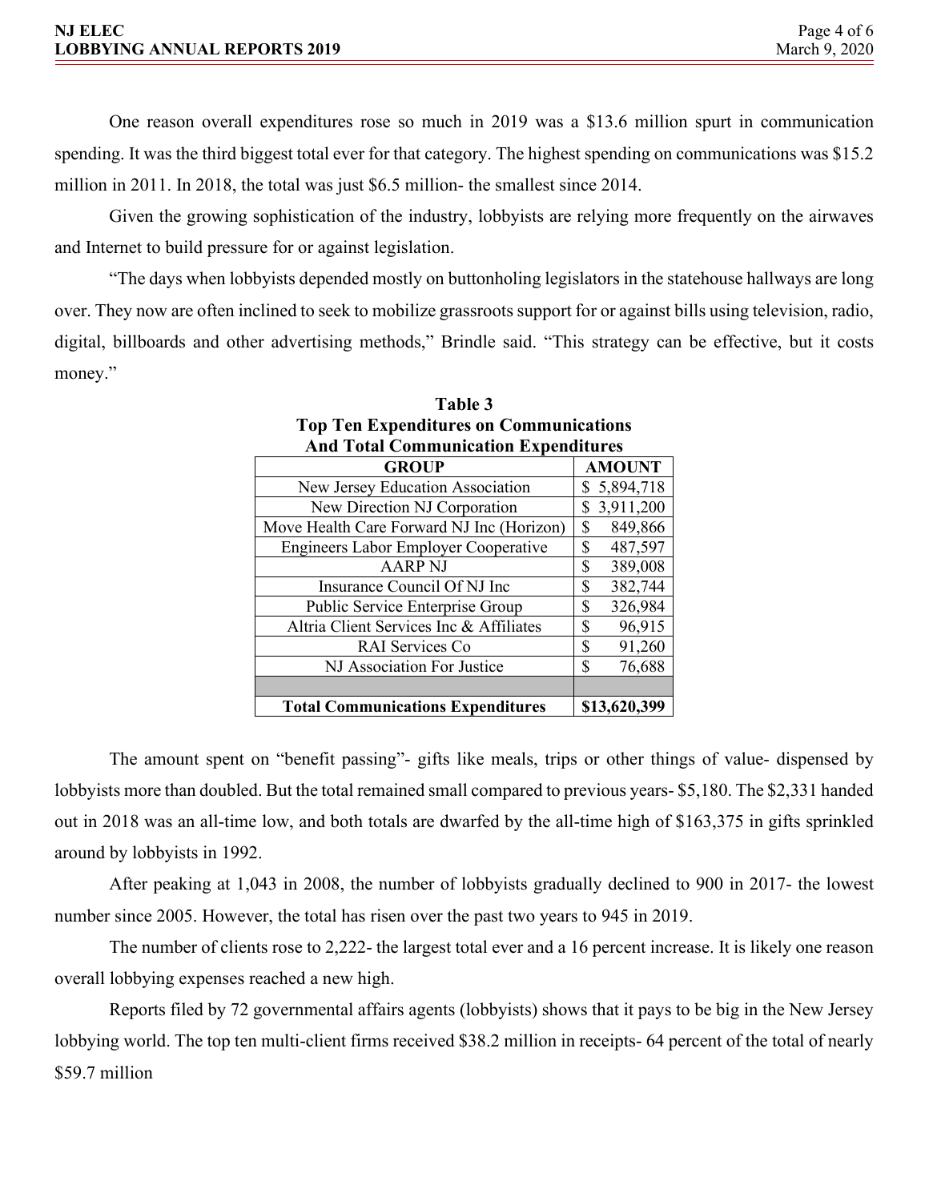One reason overall expenditures rose so much in 2019 was a $13.6 million spurt in communication spending. It was the third biggest total ever for that category. The highest spending on communications was $15.2 million in 2011. In 2018, the total was just $6.5 million- the smallest since 2014.

Given the growing sophistication of the industry, lobbyists are relying more frequently on the airwaves and Internet to build pressure for or against legislation.

"The days when lobbyists depended mostly on buttonholing legislators in the statehouse hallways are long over. They now are often inclined to seek to mobilize grassroots support for or against bills using television, radio, digital, billboards and other advertising methods," Brindle said. "This strategy can be effective, but it costs money."

**Table 3**
**Top Ten Expenditures on Communications**
**And Total Communication Expenditures**

| GROUP | AMOUNT |
|---|---|
| New Jersey Education Association | $ 5,894,718 |
| New Direction NJ Corporation | $ 3,911,200 |
| Move Health Care Forward NJ Inc (Horizon) | $ 849,866 |
| Engineers Labor Employer Cooperative | $ 487,597 |
| AARP NJ | $ 389,008 |
| Insurance Council Of NJ Inc | $ 382,744 |
| Public Service Enterprise Group | $ 326,984 |
| Altria Client Services Inc & Affiliates | $ 96,915 |
| RAI Services Co | $ 91,260 |
| NJ Association For Justice | $ 76,688 |
| | |
| **Total Communications Expenditures** | **$13,620,399** |

The amount spent on "benefit passing"- gifts like meals, trips or other things of value- dispensed by lobbyists more than doubled. But the total remained small compared to previous years- $5,180. The $2,331 handed out in 2018 was an all-time low, and both totals are dwarfed by the all-time high of $163,375 in gifts sprinkled around by lobbyists in 1992.

After peaking at 1,043 in 2008, the number of lobbyists gradually declined to 900 in 2017- the lowest number since 2005. However, the total has risen over the past two years to 945 in 2019.

The number of clients rose to 2,222- the largest total ever and a 16 percent increase. It is likely one reason overall lobbying expenses reached a new high.

Reports filed by 72 governmental affairs agents (lobbyists) shows that it pays to be big in the New Jersey lobbying world. The top ten multi-client firms received $38.2 million in receipts- 64 percent of the total of nearly $59.7 million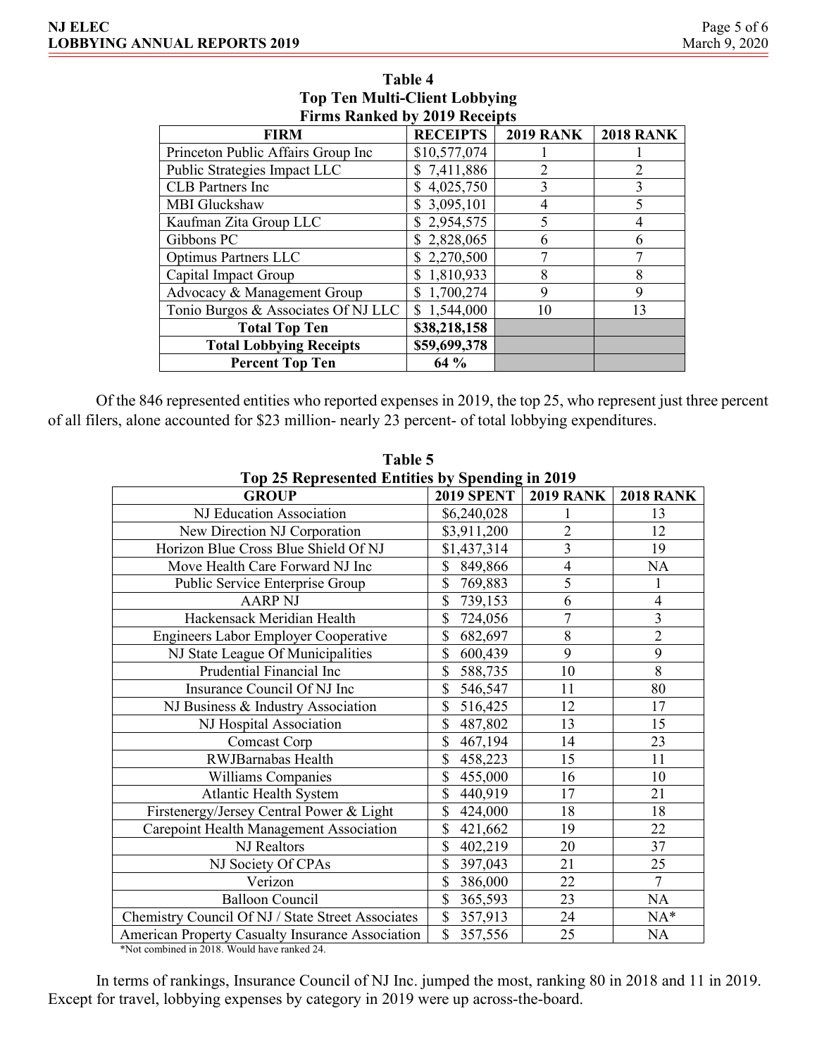**Table 4**
**Top Ten Multi-Client Lobbying Firms Ranked by 2019 Receipts**

| FIRM | RECEIPTS | 2019 RANK | 2018 RANK |
|---|---|---|---|
| Princeton Public Affairs Group Inc | $10,577,074 | 1 | 1 |
| Public Strategies Impact LLC | $ 7,411,886 | 2 | 2 |
| CLB Partners Inc | $ 4,025,750 | 3 | 3 |
| MBI Gluckshaw | $ 3,095,101 | 4 | 5 |
| Kaufman Zita Group LLC | $ 2,954,575 | 5 | 4 |
| Gibbons PC | $ 2,828,065 | 6 | 6 |
| Optimus Partners LLC | $ 2,270,500 | 7 | 7 |
| Capital Impact Group | $ 1,810,933 | 8 | 8 |
| Advocacy & Management Group | $ 1,700,274 | 9 | 9 |
| Tonio Burgos & Associates Of NJ LLC | $ 1,544,000 | 10 | 13 |
| **Total Top Ten** | **$38,218,158** | | |
| **Total Lobbying Receipts** | **$59,699,378** | | |
| **Percent Top Ten** | **64 %** | | |

Of the 846 represented entities who reported expenses in 2019, the top 25, who represent just three percent of all filers, alone accounted for $23 million- nearly 23 percent- of total lobbying expenditures.

**Table 5**
**Top 25 Represented Entities by Spending in 2019**

| GROUP | 2019 SPENT | 2019 RANK | 2018 RANK |
|---|---|---|---|
| NJ Education Association | $6,240,028 | 1 | 13 |
| New Direction NJ Corporation | $3,911,200 | 2 | 12 |
| Horizon Blue Cross Blue Shield Of NJ | $1,437,314 | 3 | 19 |
| Move Health Care Forward NJ Inc | $ 849,866 | 4 | NA |
| Public Service Enterprise Group | $ 769,883 | 5 | 1 |
| AARP NJ | $ 739,153 | 6 | 4 |
| Hackensack Meridian Health | $ 724,056 | 7 | 3 |
| Engineers Labor Employer Cooperative | $ 682,697 | 8 | 2 |
| NJ State League Of Municipalities | $ 600,439 | 9 | 9 |
| Prudential Financial Inc | $ 588,735 | 10 | 8 |
| Insurance Council Of NJ Inc | $ 546,547 | 11 | 80 |
| NJ Business & Industry Association | $ 516,425 | 12 | 17 |
| NJ Hospital Association | $ 487,802 | 13 | 15 |
| Comcast Corp | $ 467,194 | 14 | 23 |
| RWJBarnabas Health | $ 458,223 | 15 | 11 |
| Williams Companies | $ 455,000 | 16 | 10 |
| Atlantic Health System | $ 440,919 | 17 | 21 |
| Firstenergy/Jersey Central Power & Light | $ 424,000 | 18 | 18 |
| Carepoint Health Management Association | $ 421,662 | 19 | 22 |
| NJ Realtors | $ 402,219 | 20 | 37 |
| NJ Society Of CPAs | $ 397,043 | 21 | 25 |
| Verizon | $ 386,000 | 22 | 7 |
| Balloon Council | $ 365,593 | 23 | NA |
| Chemistry Council Of NJ / State Street Associates | $ 357,913 | 24 | NA* |
| American Property Casualty Insurance Association | $ 357,556 | 25 | NA |

*Not combined in 2018. Would have ranked 24.

In terms of rankings, Insurance Council of NJ Inc. jumped the most, ranking 80 in 2018 and 11 in 2019. Except for travel, lobbying expenses by category in 2019 were up across-the-board.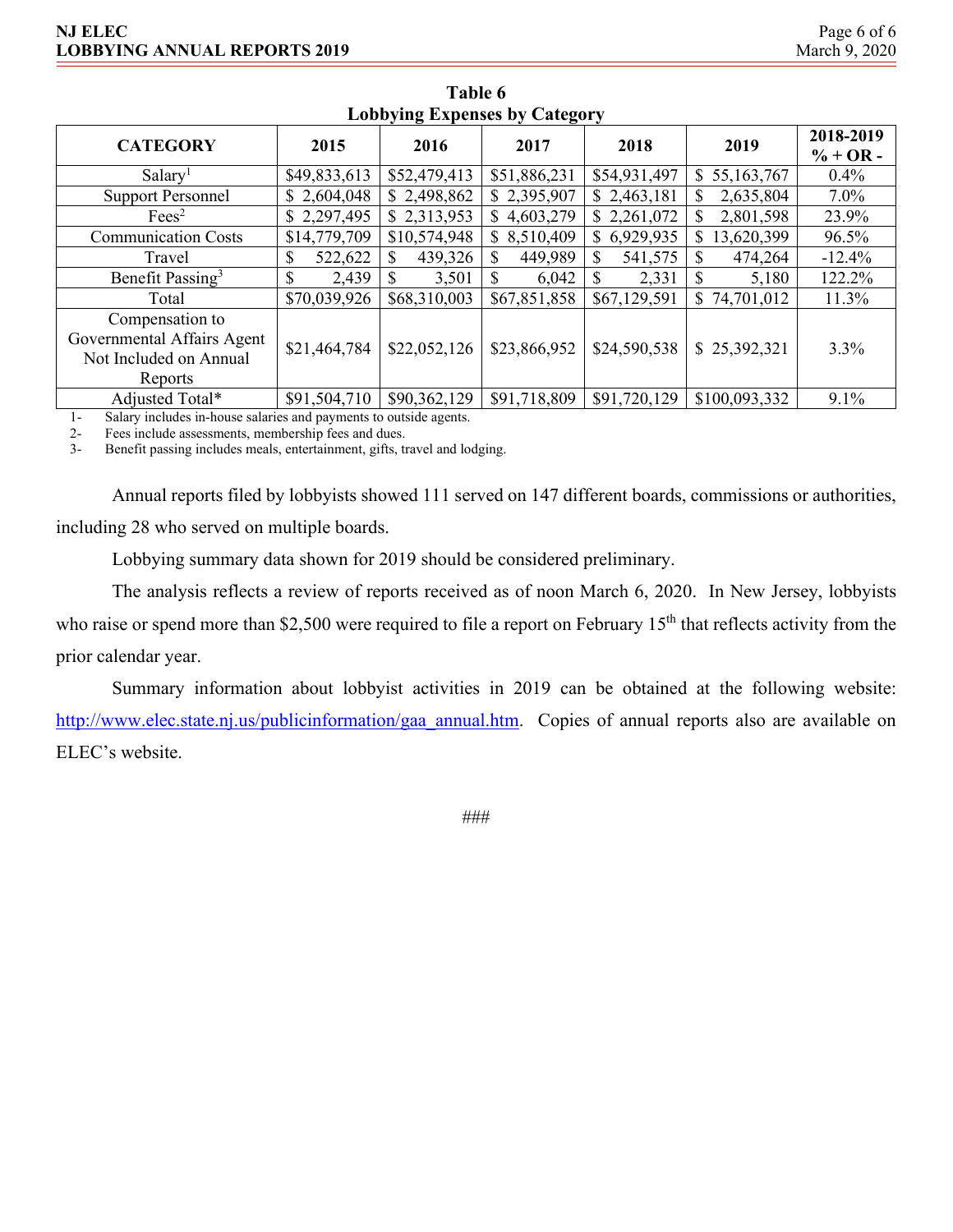**Table 6**
**Lobbying Expenses by Category**

| CATEGORY | 2015 | 2016 | 2017 | 2018 | 2019 | 2018-2019 % + OR - |
|---|---|---|---|---|---|---|
| Salary[1] | $49,833,613 | $52,479,413 | $51,886,231 | $54,931,497 | $ 55,163,767 | 0.4% |
| Support Personnel | $ 2,604,048 | $ 2,498,862 | $ 2,395,907 | $ 2,463,181 | $ 2,635,804 | 7.0% |
| Fees[2] | $ 2,297,495 | $ 2,313,953 | $ 4,603,279 | $ 2,261,072 | $ 2,801,598 | 23.9% |
| Communication Costs | $14,779,709 | $10,574,948 | $ 8,510,409 | $ 6,929,935 | $ 13,620,399 | 96.5% |
| Travel | $ 522,622 | $ 439,326 | $ 449,989 | $ 541,575 | $ 474,264 | -12.4% |
| Benefit Passing[3] | $ 2,439 | $ 3,501 | $ 6,042 | $ 2,331 | $ 5,180 | 122.2% |
| Total | $70,039,926 | $68,310,003 | $67,851,858 | $67,129,591 | $ 74,701,012 | 11.3% |
| Compensation to Governmental Affairs Agent Not Included on Annual Reports | $21,464,784 | $22,052,126 | $23,866,952 | $24,590,538 | $ 25,392,321 | 3.3% |
| Adjusted Total* | $91,504,710 | $90,362,129 | $91,718,809 | $91,720,129 | $100,093,332 | 9.1% |

1- Salary includes in-house salaries and payments to outside agents.
2- Fees include assessments, membership fees and dues.
3- Benefit passing includes meals, entertainment, gifts, travel and lodging.

Annual reports filed by lobbyists showed 111 served on 147 different boards, commissions or authorities, including 28 who served on multiple boards.

Lobbying summary data shown for 2019 should be considered preliminary.

The analysis reflects a review of reports received as of noon March 6, 2020. In New Jersey, lobbyists who raise or spend more than $2,500 were required to file a report on February 15th that reflects activity from the prior calendar year.

Summary information about lobbyist activities in 2019 can be obtained at the following website: http://www.elec.state.nj.us/publicinformation/gaa_annual.htm. Copies of annual reports also are available on ELEC's website.

###